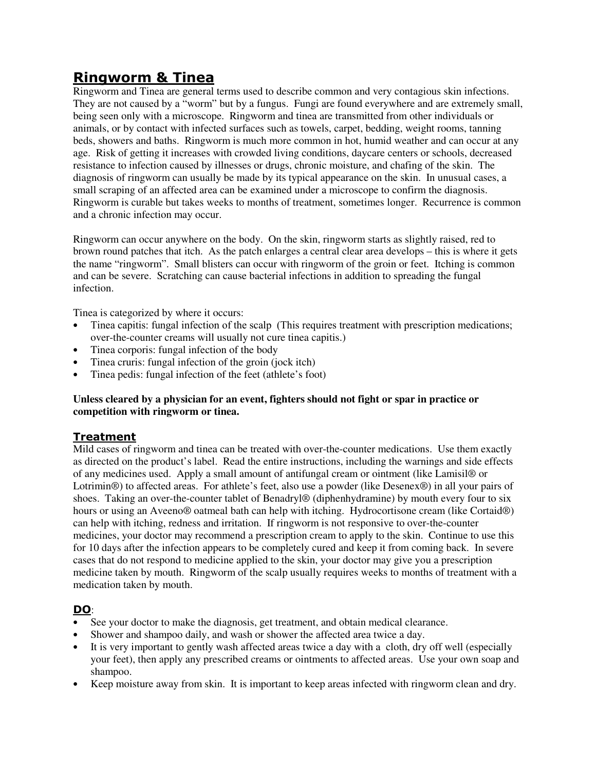# Ringworm & Tinea

Ringworm and Tinea are general terms used to describe common and very contagious skin infections. They are not caused by a "worm" but by a fungus. Fungi are found everywhere and are extremely small, being seen only with a microscope. Ringworm and tinea are transmitted from other individuals or animals, or by contact with infected surfaces such as towels, carpet, bedding, weight rooms, tanning beds, showers and baths. Ringworm is much more common in hot, humid weather and can occur at any age. Risk of getting it increases with crowded living conditions, daycare centers or schools, decreased resistance to infection caused by illnesses or drugs, chronic moisture, and chafing of the skin. The diagnosis of ringworm can usually be made by its typical appearance on the skin. In unusual cases, a small scraping of an affected area can be examined under a microscope to confirm the diagnosis. Ringworm is curable but takes weeks to months of treatment, sometimes longer. Recurrence is common and a chronic infection may occur.

Ringworm can occur anywhere on the body. On the skin, ringworm starts as slightly raised, red to brown round patches that itch. As the patch enlarges a central clear area develops – this is where it gets the name "ringworm". Small blisters can occur with ringworm of the groin or feet. Itching is common and can be severe. Scratching can cause bacterial infections in addition to spreading the fungal infection.

Tinea is categorized by where it occurs:

- Tinea capitis: fungal infection of the scalp (This requires treatment with prescription medications; over-the-counter creams will usually not cure tinea capitis.)
- Tinea corporis: fungal infection of the body
- Tinea cruris: fungal infection of the groin (jock itch)
- Tinea pedis: fungal infection of the feet (athlete's foot)

**Unless cleared by a physician for an event, fighters should not fight or spar in practice or competition with ringworm or tinea.**

## Treatment

Mild cases of ringworm and tinea can be treated with over-the-counter medications. Use them exactly as directed on the product's label. Read the entire instructions, including the warnings and side effects of any medicines used. Apply a small amount of antifungal cream or ointment (like Lamisil® or Lotrimin®) to affected areas. For athlete's feet, also use a powder (like Desenex®) in all your pairs of shoes. Taking an over-the-counter tablet of Benadryl® (diphenhydramine) by mouth every four to six hours or using an Aveeno® oatmeal bath can help with itching. Hydrocortisone cream (like Cortaid®) can help with itching, redness and irritation. If ringworm is not responsive to over-the-counter medicines, your doctor may recommend a prescription cream to apply to the skin. Continue to use this for 10 days after the infection appears to be completely cured and keep it from coming back. In severe cases that do not respond to medicine applied to the skin, your doctor may give you a prescription medicine taken by mouth. Ringworm of the scalp usually requires weeks to months of treatment with a medication taken by mouth.

## DO:

- See your doctor to make the diagnosis, get treatment, and obtain medical clearance.
- Shower and shampoo daily, and wash or shower the affected area twice a day.
- It is very important to gently wash affected areas twice a day with a cloth, dry off well (especially your feet), then apply any prescribed creams or ointments to affected areas. Use your own soap and shampoo.
- Keep moisture away from skin. It is important to keep areas infected with ringworm clean and dry.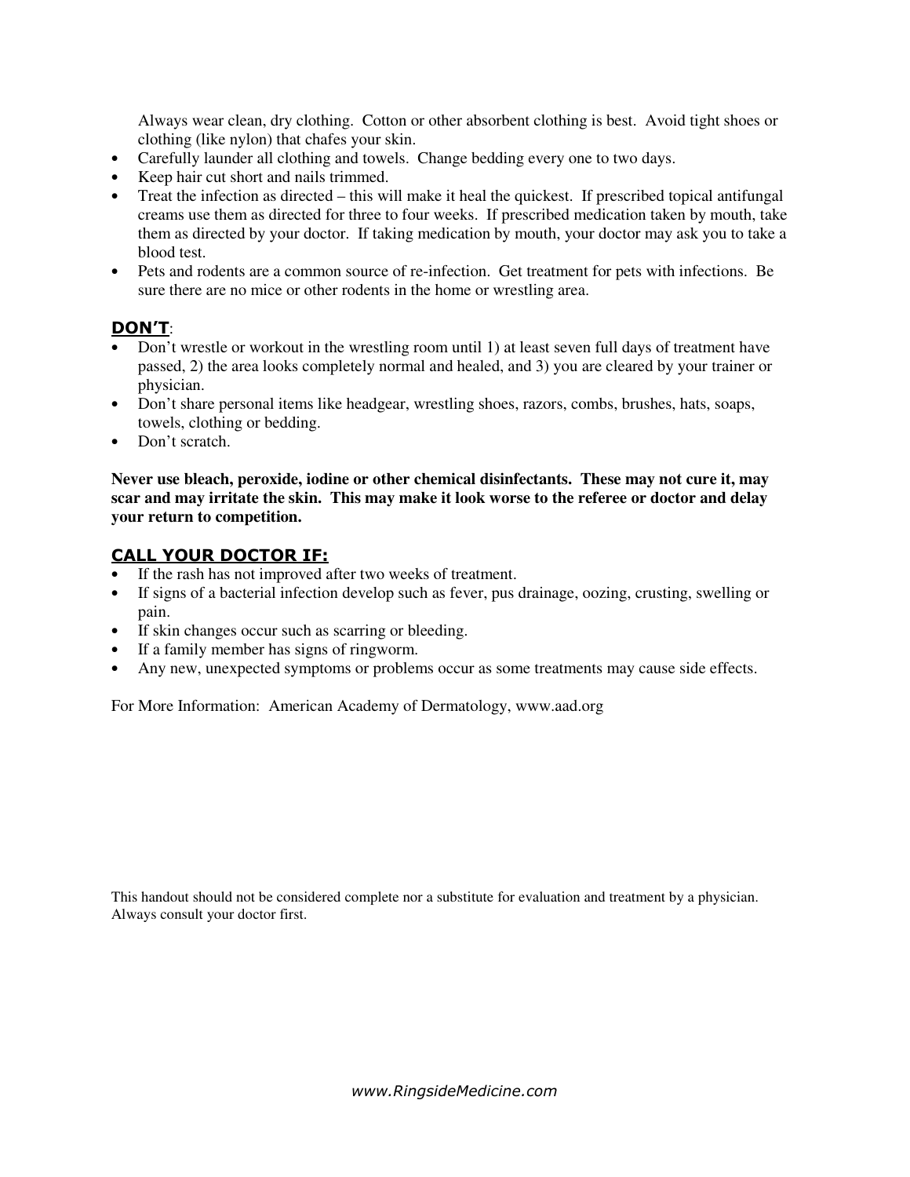Always wear clean, dry clothing. Cotton or other absorbent clothing is best. Avoid tight shoes or clothing (like nylon) that chafes your skin.

- Carefully launder all clothing and towels. Change bedding every one to two days.
- Keep hair cut short and nails trimmed.
- Treat the infection as directed – this will make it heal the quickest. If prescribed topical antifungal creams use them as directed for three to four weeks. If prescribed medication taken by mouth, take them as directed by your doctor. If taking medication by mouth, your doctor may ask you to take a blood test.
- Pets and rodents are a common source of re-infection. Get treatment for pets with infections. Be sure there are no mice or other rodents in the home or wrestling area.

## DON'T:

- Don't wrestle or workout in the wrestling room until 1) at least seven full days of treatment have passed, 2) the area looks completely normal and healed, and 3) you are cleared by your trainer or physician.
- Don't share personal items like headgear, wrestling shoes, razors, combs, brushes, hats, soaps, towels, clothing or bedding.
- Don't scratch.

**Never use bleach, peroxide, iodine or other chemical disinfectants. These may not cure it, may scar and may irritate the skin. This may make it look worse to the referee or doctor and delay your return to competition.**

## CALL YOUR DOCTOR IF:

- If the rash has not improved after two weeks of treatment.
- If signs of a bacterial infection develop such as fever, pus drainage, oozing, crusting, swelling or pain.
- If skin changes occur such as scarring or bleeding.
- If a family member has signs of ringworm.
- Any new, unexpected symptoms or problems occur as some treatments may cause side effects.

For More Information: American Academy of Dermatology, www.aad.org

This handout should not be considered complete nor a substitute for evaluation and treatment by a physician. Always consult your doctor first.